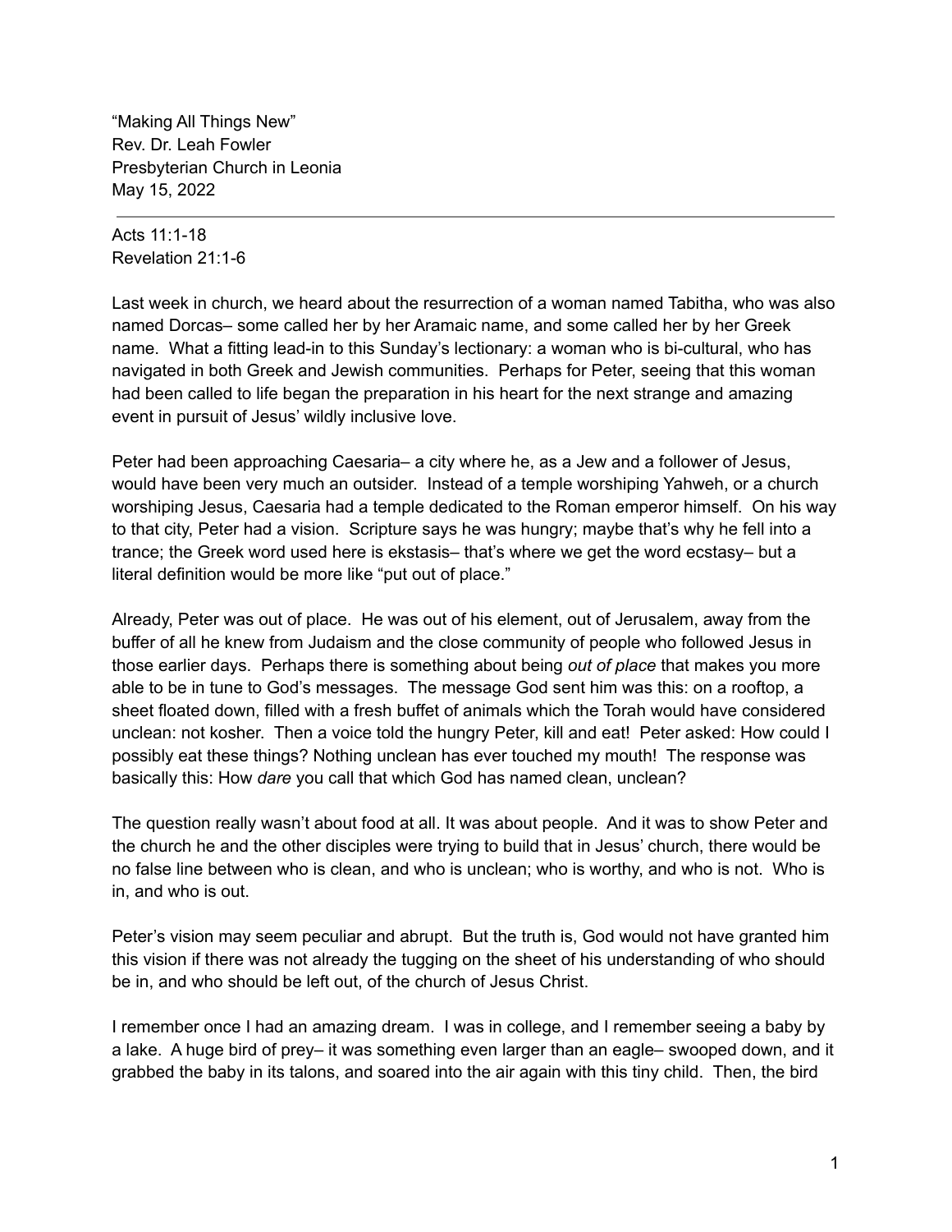"Making All Things New"
Rev. Dr. Leah Fowler
Presbyterian Church in Leonia
May 15, 2022

---

Acts 11:1-18
Revelation 21:1-6

Last week in church, we heard about the resurrection of a woman named Tabitha, who was also named Dorcas– some called her by her Aramaic name, and some called her by her Greek name. What a fitting lead-in to this Sunday's lectionary: a woman who is bi-cultural, who has navigated in both Greek and Jewish communities. Perhaps for Peter, seeing that this woman had been called to life began the preparation in his heart for the next strange and amazing event in pursuit of Jesus' wildly inclusive love.

Peter had been approaching Caesaria– a city where he, as a Jew and a follower of Jesus, would have been very much an outsider. Instead of a temple worshiping Yahweh, or a church worshiping Jesus, Caesaria had a temple dedicated to the Roman emperor himself. On his way to that city, Peter had a vision. Scripture says he was hungry; maybe that's why he fell into a trance; the Greek word used here is ekstasis– that's where we get the word ecstasy– but a literal definition would be more like "put out of place."

Already, Peter was out of place. He was out of his element, out of Jerusalem, away from the buffer of all he knew from Judaism and the close community of people who followed Jesus in those earlier days. Perhaps there is something about being *out of place* that makes you more able to be in tune to God's messages. The message God sent him was this: on a rooftop, a sheet floated down, filled with a fresh buffet of animals which the Torah would have considered unclean: not kosher. Then a voice told the hungry Peter, kill and eat! Peter asked: How could I possibly eat these things? Nothing unclean has ever touched my mouth! The response was basically this: How *dare* you call that which God has named clean, unclean?

The question really wasn't about food at all. It was about people. And it was to show Peter and the church he and the other disciples were trying to build that in Jesus' church, there would be no false line between who is clean, and who is unclean; who is worthy, and who is not. Who is in, and who is out.

Peter's vision may seem peculiar and abrupt. But the truth is, God would not have granted him this vision if there was not already the tugging on the sheet of his understanding of who should be in, and who should be left out, of the church of Jesus Christ.

I remember once I had an amazing dream. I was in college, and I remember seeing a baby by a lake. A huge bird of prey– it was something even larger than an eagle– swooped down, and it grabbed the baby in its talons, and soared into the air again with this tiny child. Then, the bird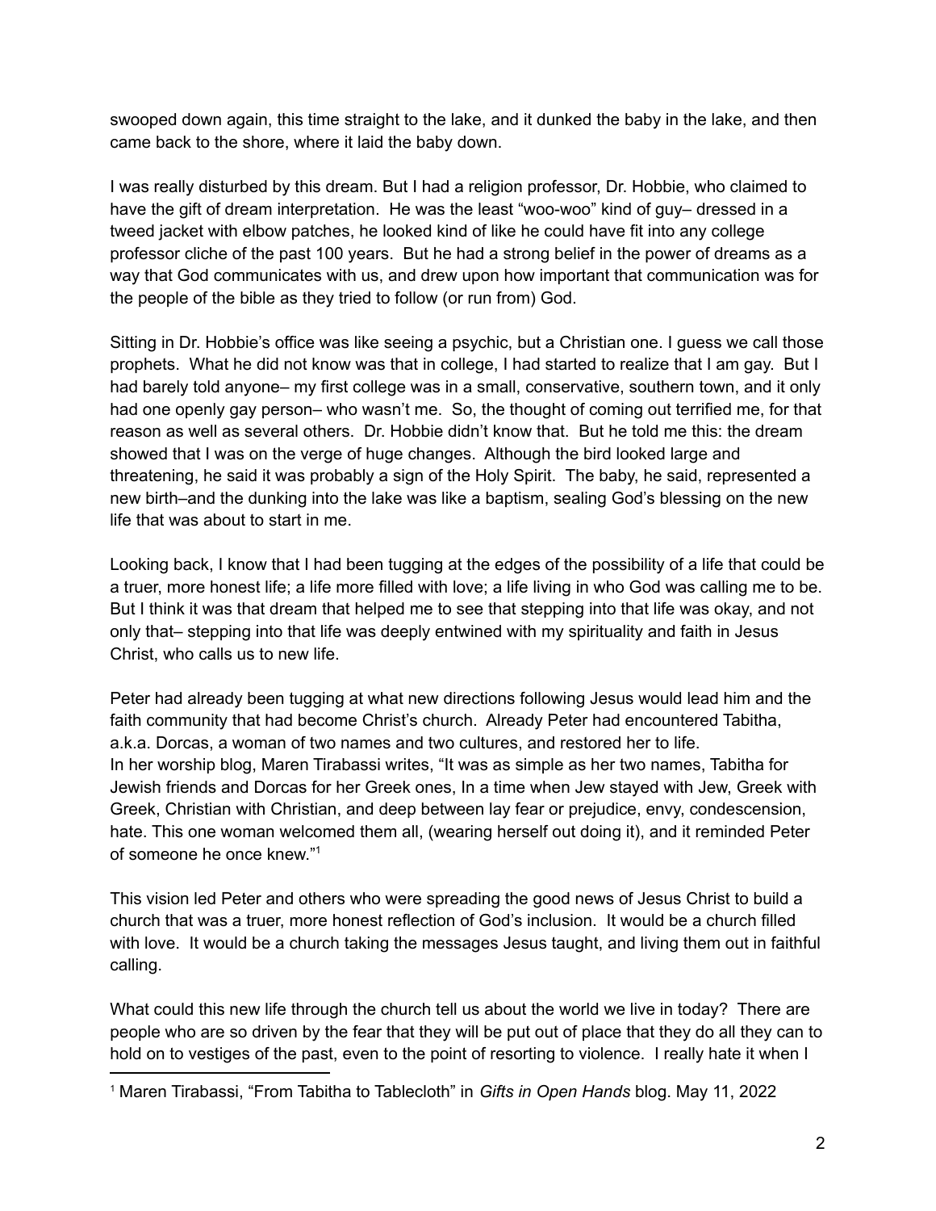swooped down again, this time straight to the lake, and it dunked the baby in the lake, and then came back to the shore, where it laid the baby down.

I was really disturbed by this dream. But I had a religion professor, Dr. Hobbie, who claimed to have the gift of dream interpretation. He was the least "woo-woo" kind of guy– dressed in a tweed jacket with elbow patches, he looked kind of like he could have fit into any college professor cliche of the past 100 years. But he had a strong belief in the power of dreams as a way that God communicates with us, and drew upon how important that communication was for the people of the bible as they tried to follow (or run from) God.

Sitting in Dr. Hobbie's office was like seeing a psychic, but a Christian one. I guess we call those prophets. What he did not know was that in college, I had started to realize that I am gay. But I had barely told anyone– my first college was in a small, conservative, southern town, and it only had one openly gay person– who wasn't me. So, the thought of coming out terrified me, for that reason as well as several others. Dr. Hobbie didn't know that. But he told me this: the dream showed that I was on the verge of huge changes. Although the bird looked large and threatening, he said it was probably a sign of the Holy Spirit. The baby, he said, represented a new birth–and the dunking into the lake was like a baptism, sealing God's blessing on the new life that was about to start in me.

Looking back, I know that I had been tugging at the edges of the possibility of a life that could be a truer, more honest life; a life more filled with love; a life living in who God was calling me to be. But I think it was that dream that helped me to see that stepping into that life was okay, and not only that– stepping into that life was deeply entwined with my spirituality and faith in Jesus Christ, who calls us to new life.

Peter had already been tugging at what new directions following Jesus would lead him and the faith community that had become Christ's church. Already Peter had encountered Tabitha, a.k.a. Dorcas, a woman of two names and two cultures, and restored her to life.
In her worship blog, Maren Tirabassi writes, "It was as simple as her two names, Tabitha for Jewish friends and Dorcas for her Greek ones, In a time when Jew stayed with Jew, Greek with Greek, Christian with Christian, and deep between lay fear or prejudice, envy, condescension, hate. This one woman welcomed them all, (wearing herself out doing it), and it reminded Peter of someone he once knew."[1]

This vision led Peter and others who were spreading the good news of Jesus Christ to build a church that was a truer, more honest reflection of God's inclusion. It would be a church filled with love. It would be a church taking the messages Jesus taught, and living them out in faithful calling.

What could this new life through the church tell us about the world we live in today? There are people who are so driven by the fear that they will be put out of place that they do all they can to hold on to vestiges of the past, even to the point of resorting to violence. I really hate it when I

[1] Maren Tirabassi, "From Tabitha to Tablecloth" in *Gifts in Open Hands* blog. May 11, 2022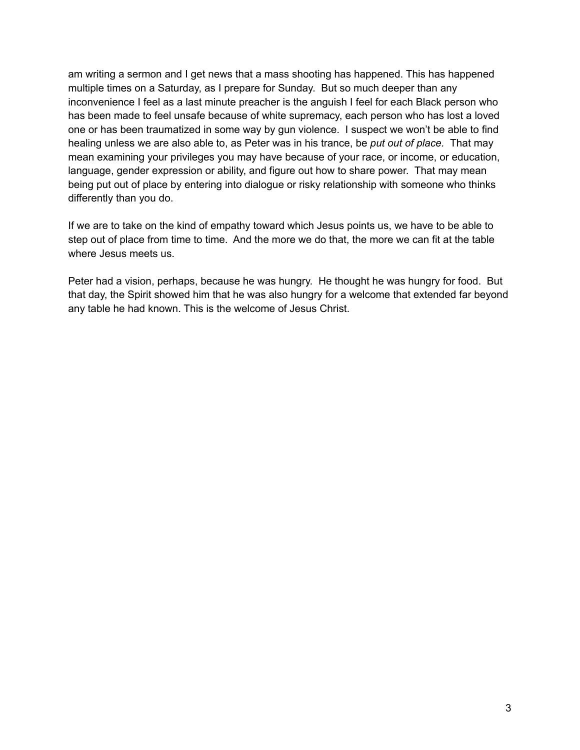am writing a sermon and I get news that a mass shooting has happened. This has happened multiple times on a Saturday, as I prepare for Sunday. But so much deeper than any inconvenience I feel as a last minute preacher is the anguish I feel for each Black person who has been made to feel unsafe because of white supremacy, each person who has lost a loved one or has been traumatized in some way by gun violence. I suspect we won't be able to find healing unless we are also able to, as Peter was in his trance, be *put out of place.* That may mean examining your privileges you may have because of your race, or income, or education, language, gender expression or ability, and figure out how to share power. That may mean being put out of place by entering into dialogue or risky relationship with someone who thinks differently than you do.

If we are to take on the kind of empathy toward which Jesus points us, we have to be able to step out of place from time to time. And the more we do that, the more we can fit at the table where Jesus meets us.

Peter had a vision, perhaps, because he was hungry. He thought he was hungry for food. But that day, the Spirit showed him that he was also hungry for a welcome that extended far beyond any table he had known. This is the welcome of Jesus Christ.